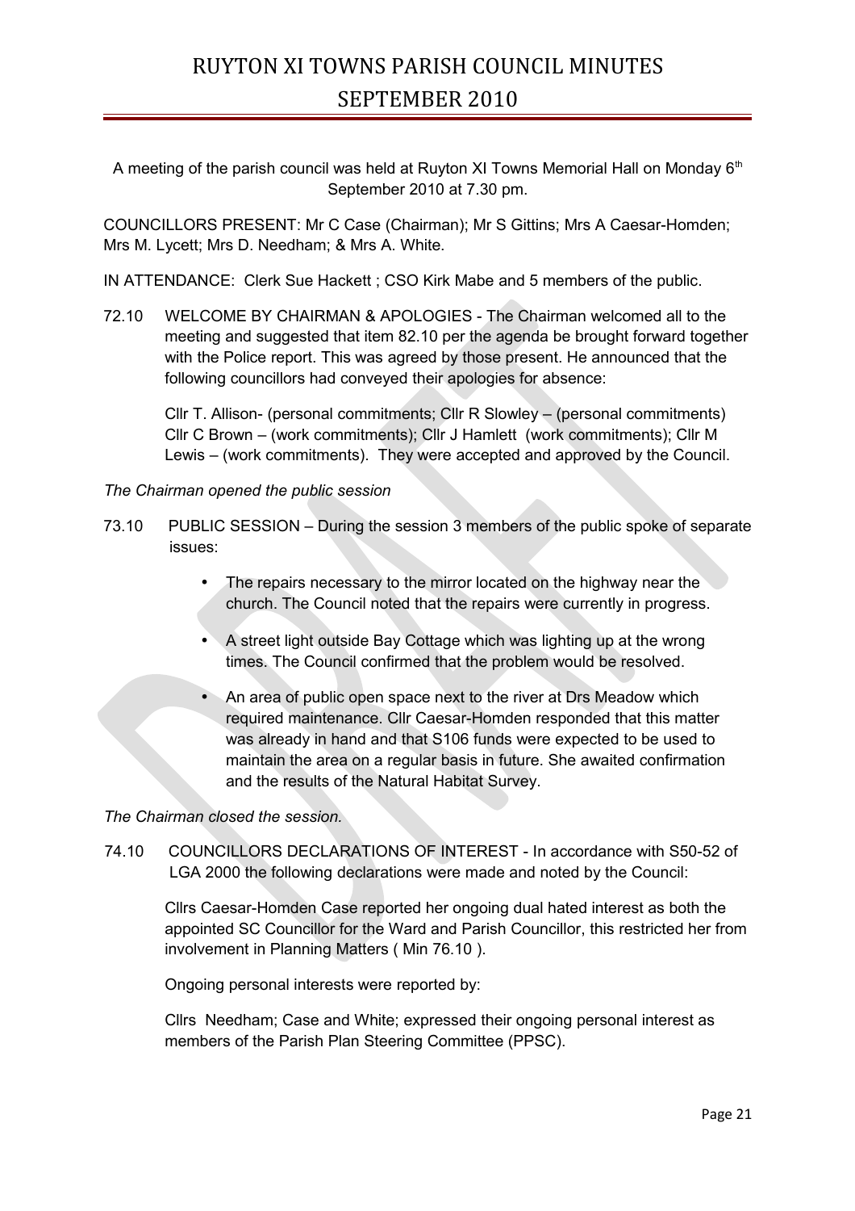# RUYTON XI TOWNS PARISH COUNCIL MINUTES
# SEPTEMBER 2010

A meeting of the parish council was held at Ruyton XI Towns Memorial Hall on Monday 6th September 2010 at 7.30 pm.

COUNCILLORS PRESENT: Mr C Case (Chairman); Mr S Gittins; Mrs A Caesar-Homden; Mrs M. Lycett; Mrs D. Needham; & Mrs A. White.

IN ATTENDANCE: Clerk Sue Hackett ; CSO Kirk Mabe and 5 members of the public.

72.10 WELCOME BY CHAIRMAN & APOLOGIES - The Chairman welcomed all to the meeting and suggested that item 82.10 per the agenda be brought forward together with the Police report. This was agreed by those present. He announced that the following councillors had conveyed their apologies for absence:

Cllr T. Allison- (personal commitments; Cllr R Slowley – (personal commitments) Cllr C Brown – (work commitments); Cllr J Hamlett (work commitments); Cllr M Lewis – (work commitments). They were accepted and approved by the Council.

*The Chairman opened the public session*

73.10 PUBLIC SESSION – During the session 3 members of the public spoke of separate issues:

- The repairs necessary to the mirror located on the highway near the church. The Council noted that the repairs were currently in progress.
- A street light outside Bay Cottage which was lighting up at the wrong times. The Council confirmed that the problem would be resolved.
- An area of public open space next to the river at Drs Meadow which required maintenance. Cllr Caesar-Homden responded that this matter was already in hand and that S106 funds were expected to be used to maintain the area on a regular basis in future. She awaited confirmation and the results of the Natural Habitat Survey.

*The Chairman closed the session.*

74.10 COUNCILLORS DECLARATIONS OF INTEREST - In accordance with S50-52 of LGA 2000 the following declarations were made and noted by the Council:

Cllrs Caesar-Homden Case reported her ongoing dual hated interest as both the appointed SC Councillor for the Ward and Parish Councillor, this restricted her from involvement in Planning Matters ( Min 76.10 ).

Ongoing personal interests were reported by:

Cllrs Needham; Case and White; expressed their ongoing personal interest as members of the Parish Plan Steering Committee (PPSC).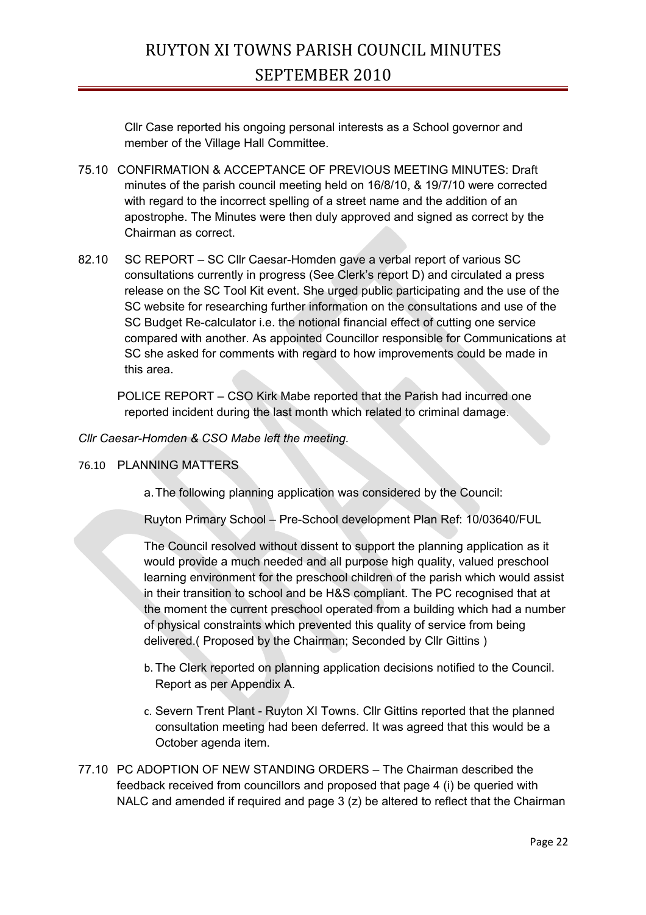Cllr Case reported his ongoing personal interests as a School governor and member of the Village Hall Committee.

75.10 CONFIRMATION & ACCEPTANCE OF PREVIOUS MEETING MINUTES: Draft minutes of the parish council meeting held on 16/8/10, & 19/7/10 were corrected with regard to the incorrect spelling of a street name and the addition of an apostrophe. The Minutes were then duly approved and signed as correct by the Chairman as correct.

82.10 SC REPORT – SC Cllr Caesar-Homden gave a verbal report of various SC consultations currently in progress (See Clerk's report D) and circulated a press release on the SC Tool Kit event. She urged public participating and the use of the SC website for researching further information on the consultations and use of the SC Budget Re-calculator i.e. the notional financial effect of cutting one service compared with another. As appointed Councillor responsible for Communications at SC she asked for comments with regard to how improvements could be made in this area.

POLICE REPORT – CSO Kirk Mabe reported that the Parish had incurred one reported incident during the last month which related to criminal damage.

*Cllr Caesar-Homden & CSO Mabe left the meeting.*

76.10 PLANNING MATTERS

a. The following planning application was considered by the Council:

Ruyton Primary School – Pre-School development Plan Ref: 10/03640/FUL

The Council resolved without dissent to support the planning application as it would provide a much needed and all purpose high quality, valued preschool learning environment for the preschool children of the parish which would assist in their transition to school and be H&S compliant. The PC recognised that at the moment the current preschool operated from a building which had a number of physical constraints which prevented this quality of service from being delivered.( Proposed by the Chairman; Seconded by Cllr Gittins )

b. The Clerk reported on planning application decisions notified to the Council. Report as per Appendix A.

c. Severn Trent Plant - Ruyton XI Towns. Cllr Gittins reported that the planned consultation meeting had been deferred. It was agreed that this would be a October agenda item.

77.10 PC ADOPTION OF NEW STANDING ORDERS – The Chairman described the feedback received from councillors and proposed that page 4 (i) be queried with NALC and amended if required and page 3 (z) be altered to reflect that the Chairman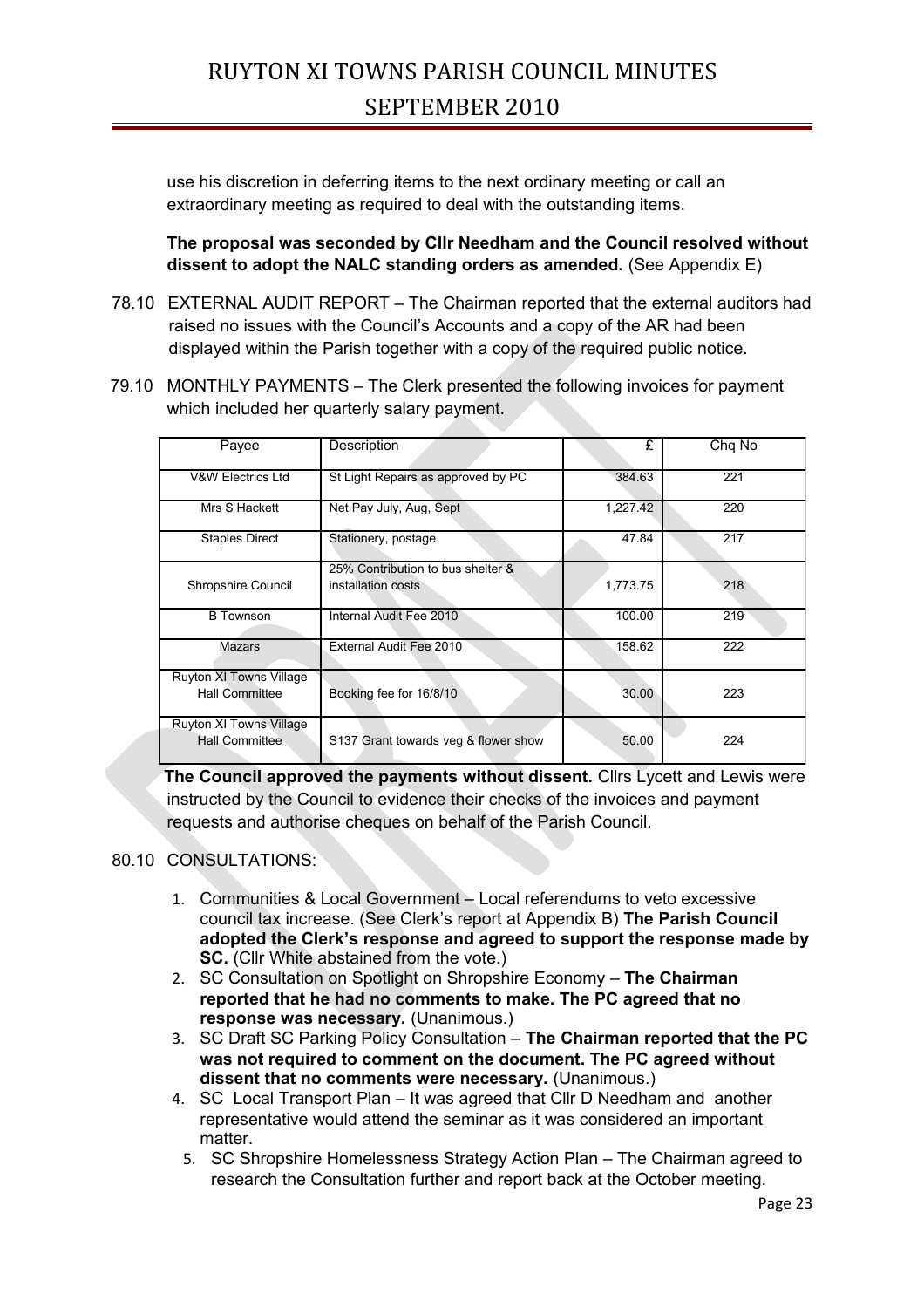use his discretion in deferring items to the next ordinary meeting or call an extraordinary meeting as required to deal with the outstanding items.

**The proposal was seconded by Cllr Needham and the Council resolved without dissent to adopt the NALC standing orders as amended.** (See Appendix E)

78.10 EXTERNAL AUDIT REPORT – The Chairman reported that the external auditors had raised no issues with the Council's Accounts and a copy of the AR had been displayed within the Parish together with a copy of the required public notice.

79.10 MONTHLY PAYMENTS – The Clerk presented the following invoices for payment which included her quarterly salary payment.

| Payee | Description | £ | Chq No |
|---|---|---|---|
| V&W Electrics Ltd | St Light Repairs as approved by PC | 384.63 | 221 |
| Mrs S Hackett | Net Pay July, Aug, Sept | 1,227.42 | 220 |
| Staples Direct | Stationery, postage | 47.84 | 217 |
| Shropshire Council | 25% Contribution to bus shelter & installation costs | 1,773.75 | 218 |
| B Townson | Internal Audit Fee 2010 | 100.00 | 219 |
| Mazars | External Audit Fee 2010 | 158.62 | 222 |
| Ruyton XI Towns Village Hall Committee | Booking fee for 16/8/10 | 30.00 | 223 |
| Ruyton XI Towns Village Hall Committee | S137 Grant towards veg & flower show | 50.00 | 224 |

**The Council approved the payments without dissent.** Cllrs Lycett and Lewis were instructed by the Council to evidence their checks of the invoices and payment requests and authorise cheques on behalf of the Parish Council.

80.10 CONSULTATIONS:

1. Communities & Local Government – Local referendums to veto excessive council tax increase. (See Clerk's report at Appendix B) **The Parish Council adopted the Clerk's response and agreed to support the response made by SC.** (Cllr White abstained from the vote.)
2. SC Consultation on Spotlight on Shropshire Economy – **The Chairman reported that he had no comments to make. The PC agreed that no response was necessary.** (Unanimous.)
3. SC Draft SC Parking Policy Consultation – **The Chairman reported that the PC was not required to comment on the document. The PC agreed without dissent that no comments were necessary.** (Unanimous.)
4. SC Local Transport Plan – It was agreed that Cllr D Needham and another representative would attend the seminar as it was considered an important matter.
5. SC Shropshire Homelessness Strategy Action Plan – The Chairman agreed to research the Consultation further and report back at the October meeting.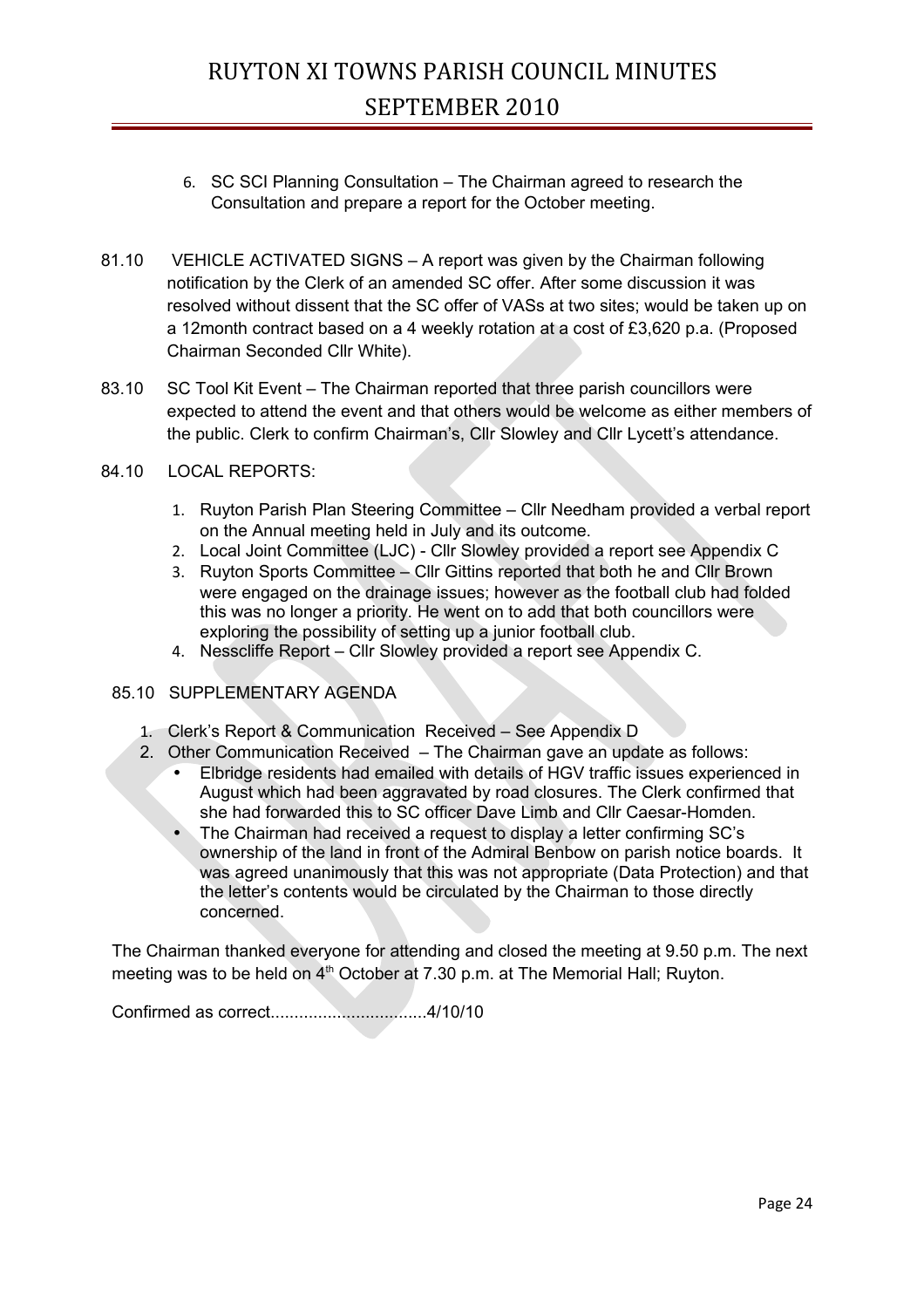6. SC SCI Planning Consultation – The Chairman agreed to research the Consultation and prepare a report for the October meeting.

81.10 VEHICLE ACTIVATED SIGNS – A report was given by the Chairman following notification by the Clerk of an amended SC offer. After some discussion it was resolved without dissent that the SC offer of VASs at two sites; would be taken up on a 12month contract based on a 4 weekly rotation at a cost of £3,620 p.a. (Proposed Chairman Seconded Cllr White).

83.10 SC Tool Kit Event – The Chairman reported that three parish councillors were expected to attend the event and that others would be welcome as either members of the public. Clerk to confirm Chairman's, Cllr Slowley and Cllr Lycett's attendance.

84.10 LOCAL REPORTS:

1. Ruyton Parish Plan Steering Committee – Cllr Needham provided a verbal report on the Annual meeting held in July and its outcome.
2. Local Joint Committee (LJC) - Cllr Slowley provided a report see Appendix C
3. Ruyton Sports Committee – Cllr Gittins reported that both he and Cllr Brown were engaged on the drainage issues; however as the football club had folded this was no longer a priority. He went on to add that both councillors were exploring the possibility of setting up a junior football club.
4. Nesscliffe Report – Cllr Slowley provided a report see Appendix C.

85.10 SUPPLEMENTARY AGENDA

1. Clerk's Report & Communication Received – See Appendix D
2. Other Communication Received – The Chairman gave an update as follows:
   - Elbridge residents had emailed with details of HGV traffic issues experienced in August which had been aggravated by road closures. The Clerk confirmed that she had forwarded this to SC officer Dave Limb and Cllr Caesar-Homden.
   - The Chairman had received a request to display a letter confirming SC's ownership of the land in front of the Admiral Benbow on parish notice boards. It was agreed unanimously that this was not appropriate (Data Protection) and that the letter's contents would be circulated by the Chairman to those directly concerned.

The Chairman thanked everyone for attending and closed the meeting at 9.50 p.m. The next meeting was to be held on 4th October at 7.30 p.m. at The Memorial Hall; Ruyton.

Confirmed as correct.................................4/10/10